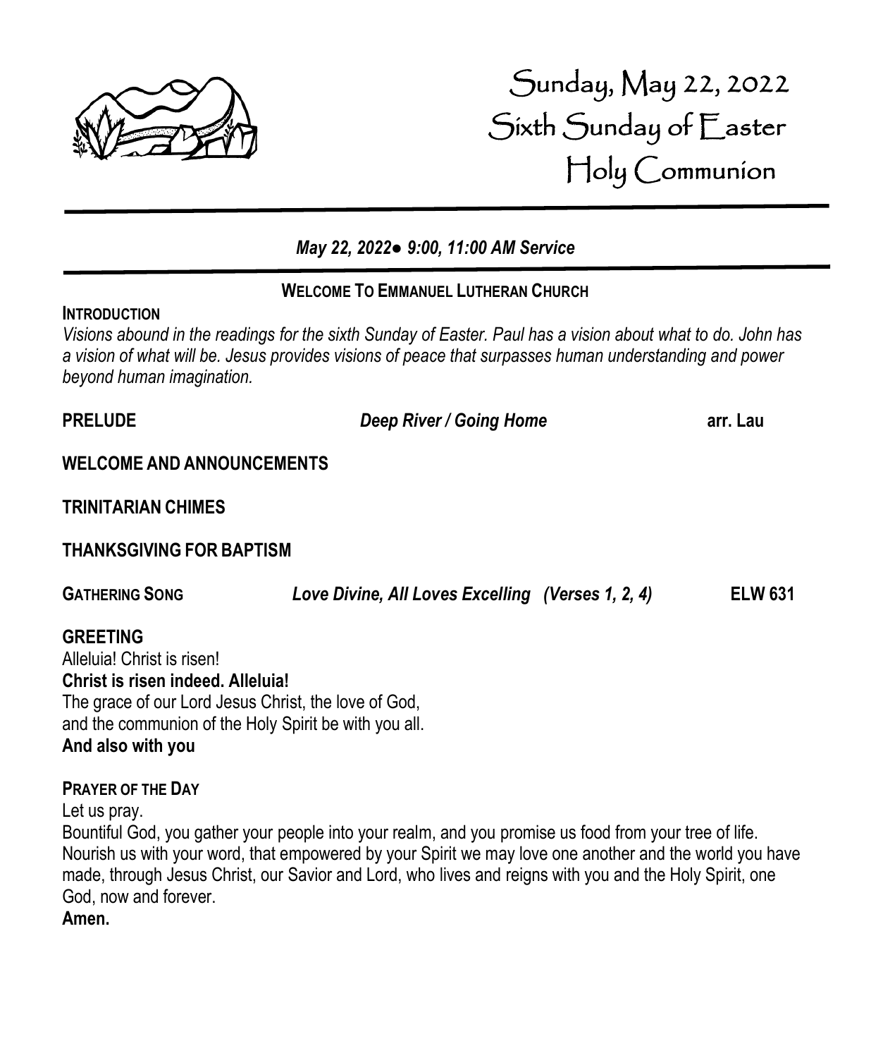# Sunday, May 22, 2022
# Sixth Sunday of Easter
# Holy Communion

*May 22, 2022● 9:00, 11:00 AM Service*

**WELCOME TO EMMANUEL LUTHERAN CHURCH**

**INTRODUCTION**

*Visions abound in the readings for the sixth Sunday of Easter. Paul has a vision about what to do. John has a vision of what will be. Jesus provides visions of peace that surpasses human understanding and power beyond human imagination.*

**PRELUDE** *Deep River / Going Home* **arr. Lau**

**WELCOME AND ANNOUNCEMENTS**

**TRINITARIAN CHIMES**

**THANKSGIVING FOR BAPTISM**

**GATHERING SONG** *Love Divine, All Loves Excelling (Verses 1, 2, 4)* **ELW 631**

**GREETING**

Alleluia! Christ is risen!

**Christ is risen indeed. Alleluia!**

The grace of our Lord Jesus Christ, the love of God,
and the communion of the Holy Spirit be with you all.

**And also with you**

**PRAYER OF THE DAY**

Let us pray.

Bountiful God, you gather your people into your realm, and you promise us food from your tree of life. Nourish us with your word, that empowered by your Spirit we may love one another and the world you have made, through Jesus Christ, our Savior and Lord, who lives and reigns with you and the Holy Spirit, one God, now and forever.

**Amen.**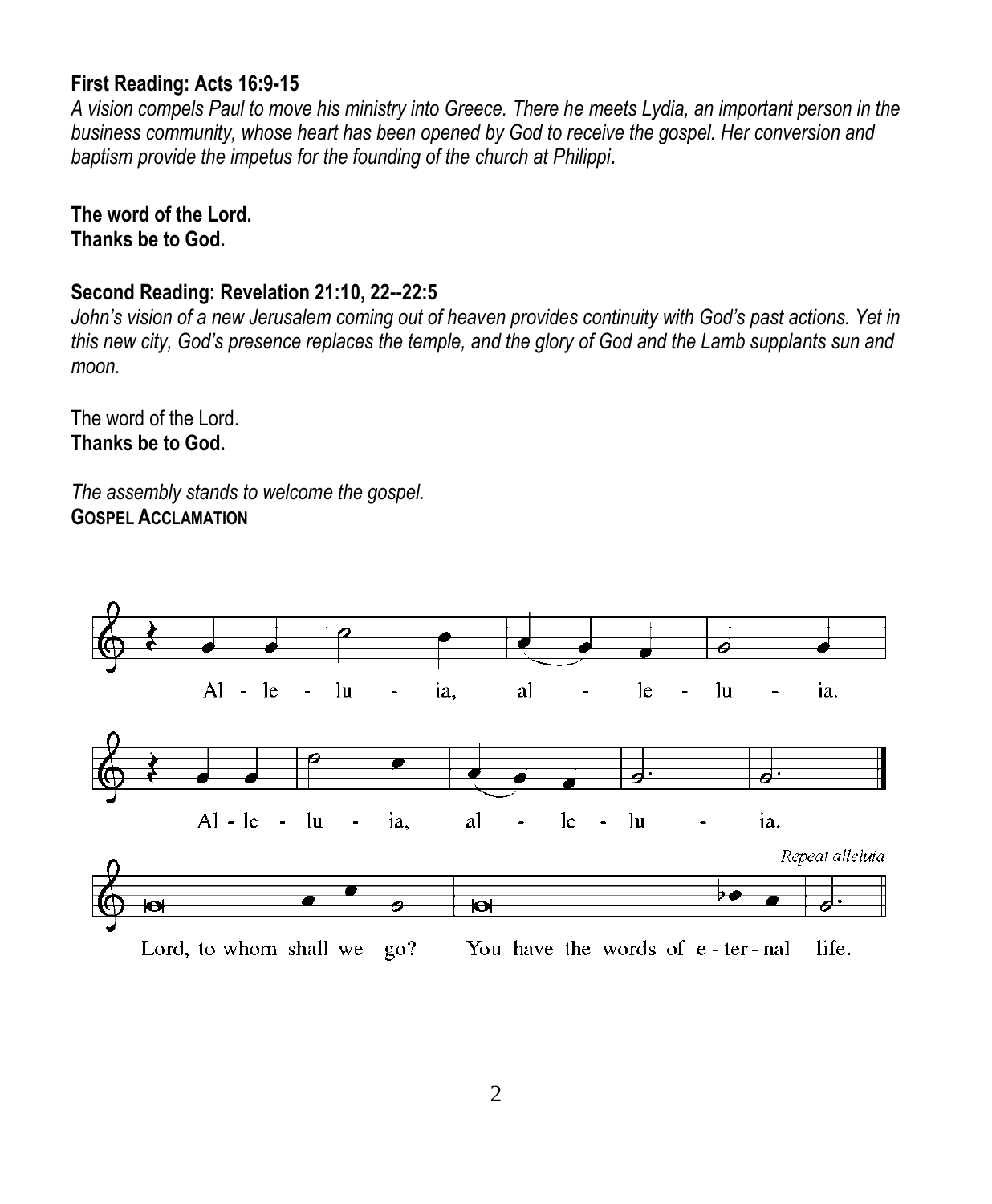**First Reading: Acts 16:9-15**

*A vision compels Paul to move his ministry into Greece. There he meets Lydia, an important person in the business community, whose heart has been opened by God to receive the gospel. Her conversion and baptism provide the impetus for the founding of the church at Philippi.*

**The word of the Lord.**
**Thanks be to God.**

**Second Reading: Revelation 21:10, 22--22:5**

*John's vision of a new Jerusalem coming out of heaven provides continuity with God's past actions. Yet in this new city, God's presence replaces the temple, and the glory of God and the Lamb supplants sun and moon.*

The word of the Lord.
**Thanks be to God.**

*The assembly stands to welcome the gospel.*

**GOSPEL ACCLAMATION**

Alleluia, alleluia.
Alleluia, alleluia.
Lord, to whom shall we go? You have the words of eternal life.
*Repeat alleluia*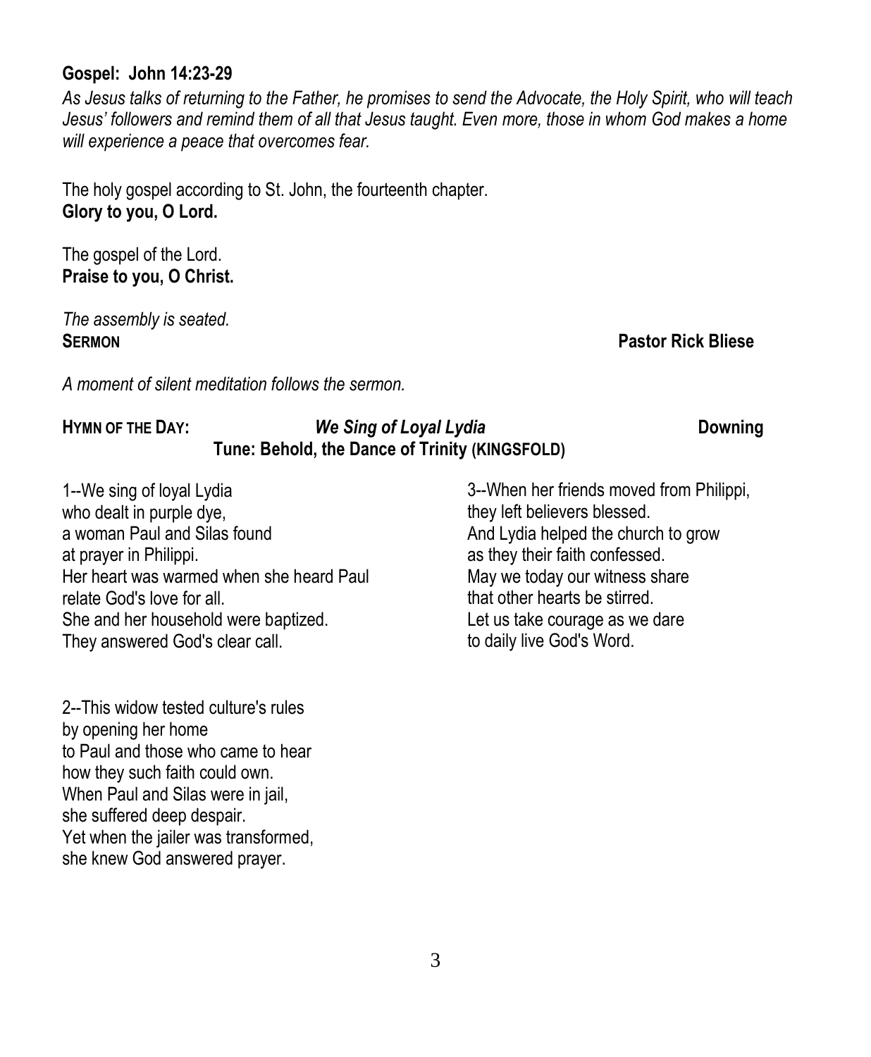**Gospel: John 14:23-29**

*As Jesus talks of returning to the Father, he promises to send the Advocate, the Holy Spirit, who will teach Jesus' followers and remind them of all that Jesus taught. Even more, those in whom God makes a home will experience a peace that overcomes fear.*

The holy gospel according to St. John, the fourteenth chapter.
**Glory to you, O Lord.**

The gospel of the Lord.
**Praise to you, O Christ.**

*The assembly is seated.*

**SERMON** **Pastor Rick Bliese**

*A moment of silent meditation follows the sermon.*

**HYMN OF THE DAY:** ***We Sing of Loyal Lydia*** **Downing**
**Tune: Behold, the Dance of Trinity (KINGSFOLD)**

1--We sing of loyal Lydia
who dealt in purple dye,
a woman Paul and Silas found
at prayer in Philippi.
Her heart was warmed when she heard Paul
relate God's love for all.
She and her household were baptized.
They answered God's clear call.

2--This widow tested culture's rules
by opening her home
to Paul and those who came to hear
how they such faith could own.
When Paul and Silas were in jail,
she suffered deep despair.
Yet when the jailer was transformed,
she knew God answered prayer.

3--When her friends moved from Philippi,
they left believers blessed.
And Lydia helped the church to grow
as they their faith confessed.
May we today our witness share
that other hearts be stirred.
Let us take courage as we dare
to daily live God's Word.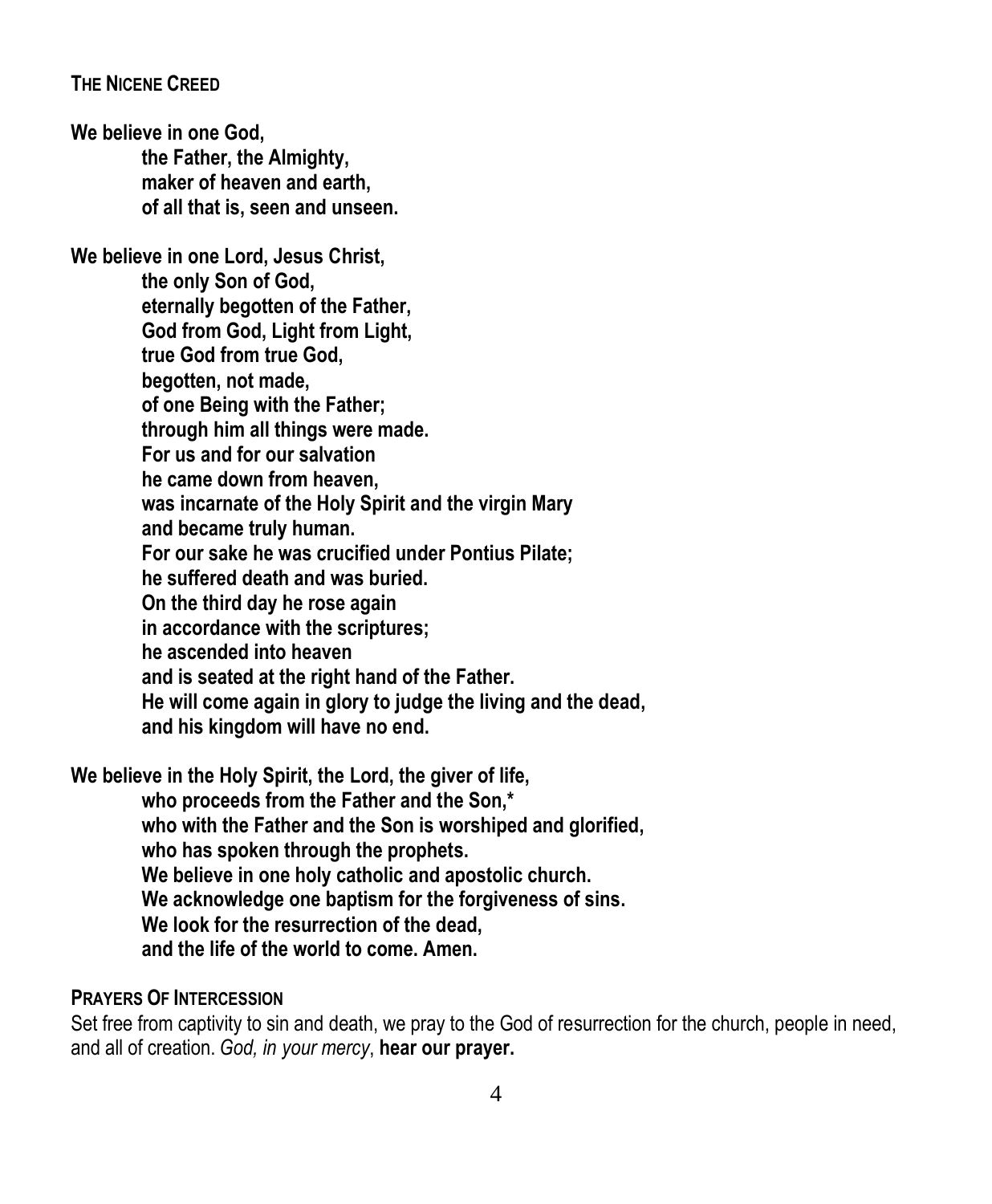## THE NICENE CREED

**We believe in one God,**
**the Father, the Almighty,**
**maker of heaven and earth,**
**of all that is, seen and unseen.**

**We believe in one Lord, Jesus Christ,**
**the only Son of God,**
**eternally begotten of the Father,**
**God from God, Light from Light,**
**true God from true God,**
**begotten, not made,**
**of one Being with the Father;**
**through him all things were made.**
**For us and for our salvation**
**he came down from heaven,**
**was incarnate of the Holy Spirit and the virgin Mary**
**and became truly human.**
**For our sake he was crucified under Pontius Pilate;**
**he suffered death and was buried.**
**On the third day he rose again**
**in accordance with the scriptures;**
**he ascended into heaven**
**and is seated at the right hand of the Father.**
**He will come again in glory to judge the living and the dead,**
**and his kingdom will have no end.**

**We believe in the Holy Spirit, the Lord, the giver of life,**
**who proceeds from the Father and the Son,***
**who with the Father and the Son is worshiped and glorified,**
**who has spoken through the prophets.**
**We believe in one holy catholic and apostolic church.**
**We acknowledge one baptism for the forgiveness of sins.**
**We look for the resurrection of the dead,**
**and the life of the world to come. Amen.**

## PRAYERS OF INTERCESSION

Set free from captivity to sin and death, we pray to the God of resurrection for the church, people in need, and all of creation. *God, in your mercy*, **hear our prayer.**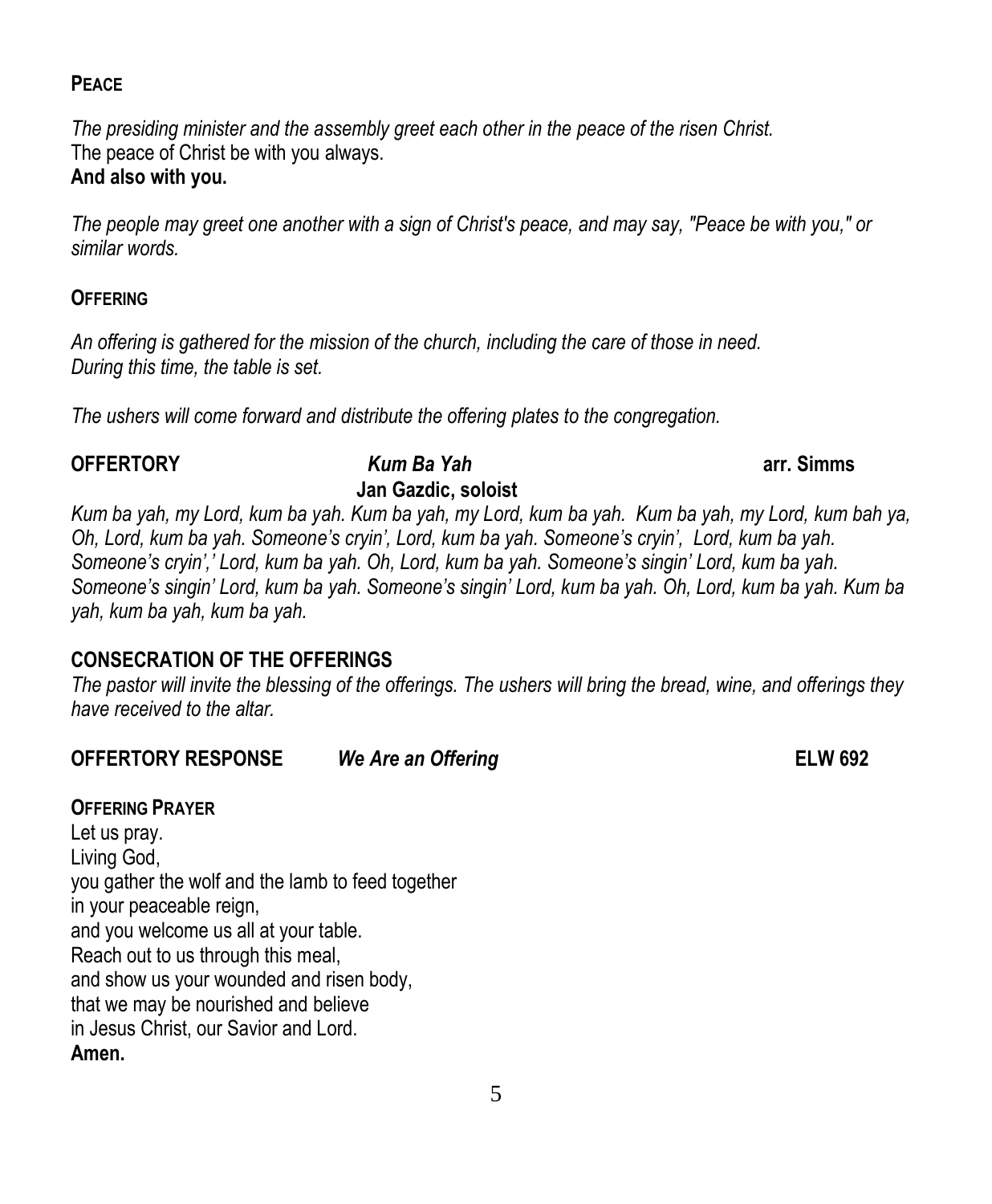**PEACE**

*The presiding minister and the assembly greet each other in the peace of the risen Christ.*
The peace of Christ be with you always.
**And also with you.**

*The people may greet one another with a sign of Christ's peace, and may say, "Peace be with you," or similar words.*

**OFFERING**

*An offering is gathered for the mission of the church, including the care of those in need.*
*During this time, the table is set.*

*The ushers will come forward and distribute the offering plates to the congregation.*

**OFFERTORY** ***Kum Ba Yah*** **arr. Simms**
**Jan Gazdic, soloist**

*Kum ba yah, my Lord, kum ba yah. Kum ba yah, my Lord, kum ba yah. Kum ba yah, my Lord, kum bah ya, Oh, Lord, kum ba yah. Someone's cryin', Lord, kum ba yah. Someone's cryin', Lord, kum ba yah. Someone's cryin',' Lord, kum ba yah. Oh, Lord, kum ba yah. Someone's singin' Lord, kum ba yah. Someone's singin' Lord, kum ba yah. Someone's singin' Lord, kum ba yah. Oh, Lord, kum ba yah. Kum ba yah, kum ba yah, kum ba yah.*

**CONSECRATION OF THE OFFERINGS**
*The pastor will invite the blessing of the offerings. The ushers will bring the bread, wine, and offerings they have received to the altar.*

**OFFERTORY RESPONSE** ***We Are an Offering*** **ELW 692**

**OFFERING PRAYER**
Let us pray.
Living God,
you gather the wolf and the lamb to feed together
in your peaceable reign,
and you welcome us all at your table.
Reach out to us through this meal,
and show us your wounded and risen body,
that we may be nourished and believe
in Jesus Christ, our Savior and Lord.
**Amen.**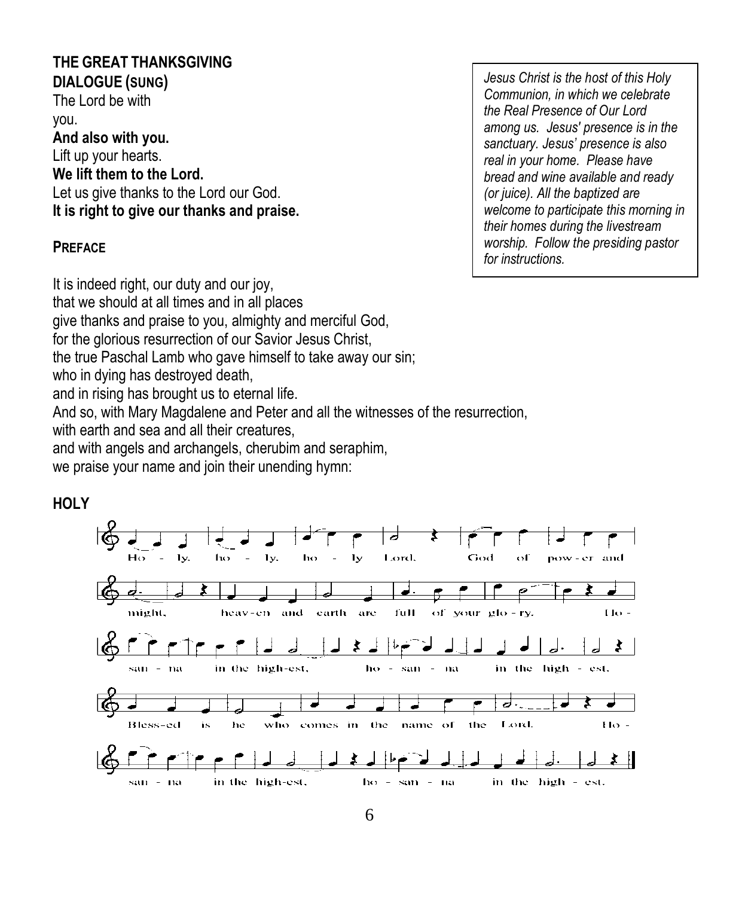## THE GREAT THANKSGIVING

**DIALOGUE (SUNG)**

The Lord be with you.
**And also with you.**
Lift up your hearts.
**We lift them to the Lord.**
Let us give thanks to the Lord our God.
**It is right to give our thanks and praise.**

*Jesus Christ is the host of this Holy Communion, in which we celebrate the Real Presence of Our Lord among us. Jesus' presence is in the sanctuary. Jesus' presence is also real in your home. Please have bread and wine available and ready (or juice). All the baptized are welcome to participate this morning in their homes during the livestream worship. Follow the presiding pastor for instructions.*

**PREFACE**

It is indeed right, our duty and our joy,
that we should at all times and in all places
give thanks and praise to you, almighty and merciful God,
for the glorious resurrection of our Savior Jesus Christ,
the true Paschal Lamb who gave himself to take away our sin;
who in dying has destroyed death,
and in rising has brought us to eternal life.
And so, with Mary Magdalene and Peter and all the witnesses of the resurrection,
with earth and sea and all their creatures,
and with angels and archangels, cherubim and seraphim,
we praise your name and join their unending hymn:

**HOLY**

Holy, holy, holy Lord, God of power and might,
heaven and earth are full of your glory.
Hosanna in the highest, hosanna in the highest.
Blessed is he who comes in the name of the Lord.
Hosanna in the highest, hosanna in the highest.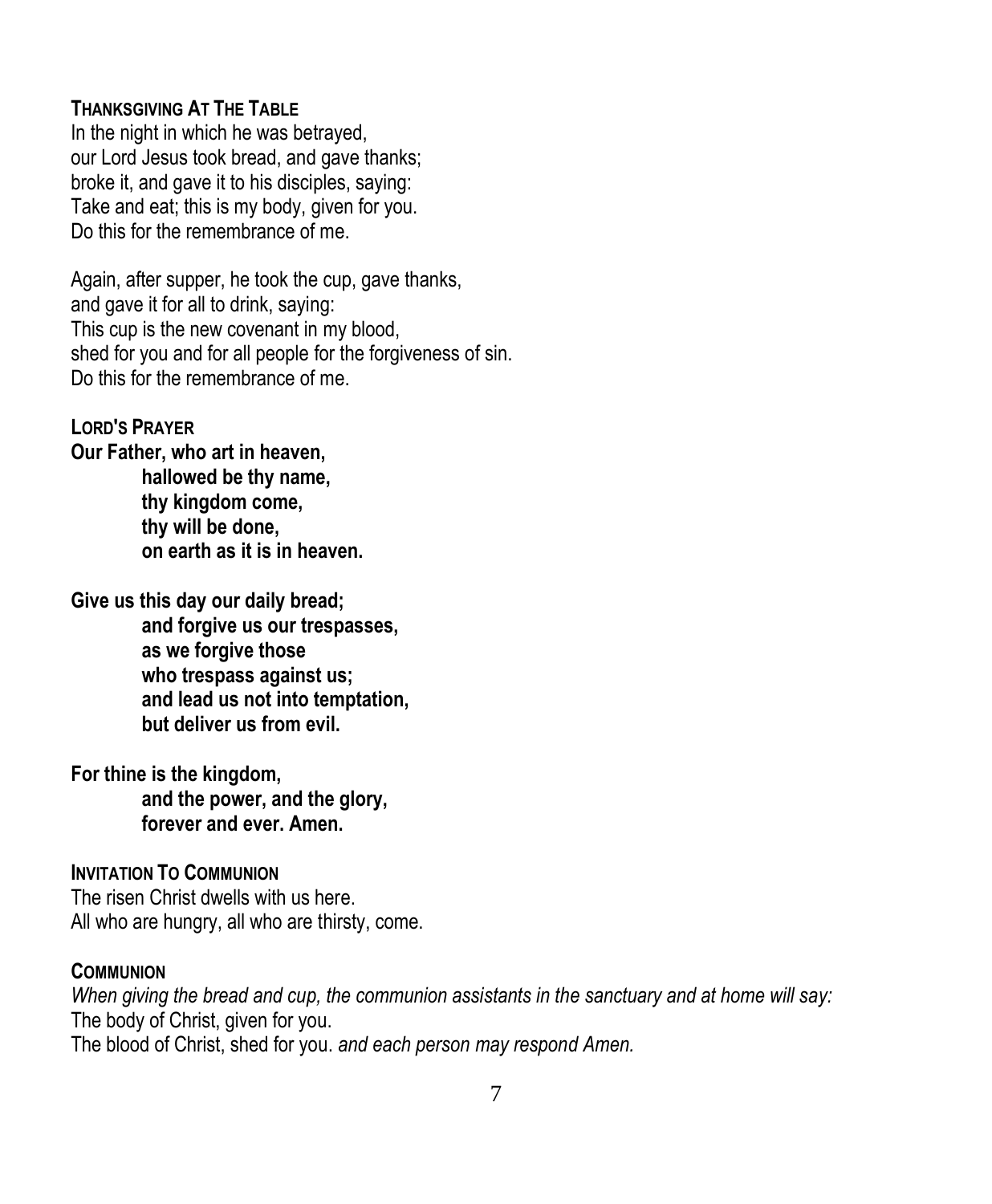**THANKSGIVING AT THE TABLE**

In the night in which he was betrayed,
our Lord Jesus took bread, and gave thanks;
broke it, and gave it to his disciples, saying:
Take and eat; this is my body, given for you.
Do this for the remembrance of me.

Again, after supper, he took the cup, gave thanks,
and gave it for all to drink, saying:
This cup is the new covenant in my blood,
shed for you and for all people for the forgiveness of sin.
Do this for the remembrance of me.

**LORD'S PRAYER**

**Our Father, who art in heaven,**
**hallowed be thy name,**
**thy kingdom come,**
**thy will be done,**
**on earth as it is in heaven.**

**Give us this day our daily bread;**
**and forgive us our trespasses,**
**as we forgive those**
**who trespass against us;**
**and lead us not into temptation,**
**but deliver us from evil.**

**For thine is the kingdom,**
**and the power, and the glory,**
**forever and ever. Amen.**

**INVITATION TO COMMUNION**

The risen Christ dwells with us here.
All who are hungry, all who are thirsty, come.

**COMMUNION**

*When giving the bread and cup, the communion assistants in the sanctuary and at home will say:*
The body of Christ, given for you.
The blood of Christ, shed for you. *and each person may respond Amen.*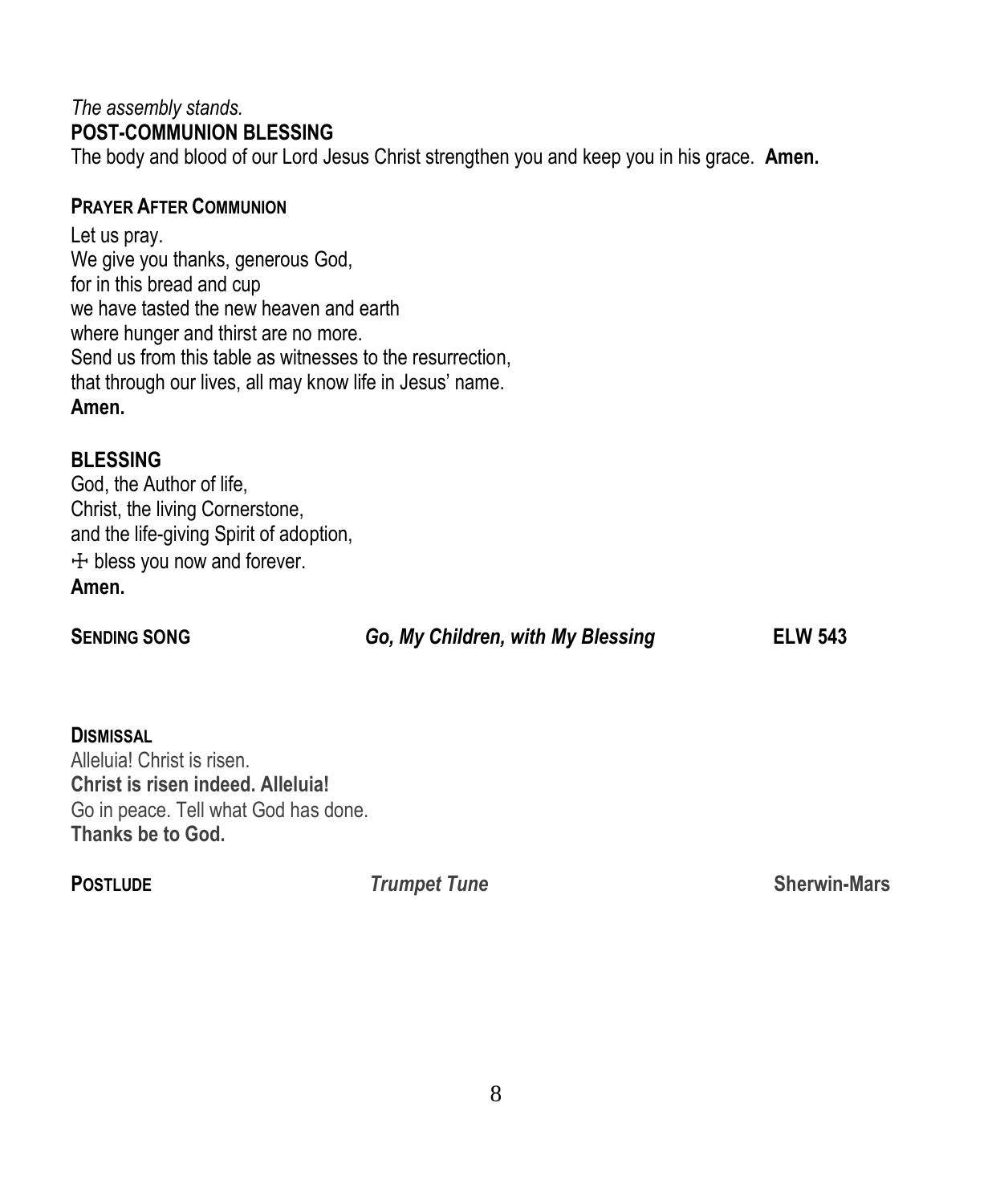*The assembly stands.*

**POST-COMMUNION BLESSING**

The body and blood of our Lord Jesus Christ strengthen you and keep you in his grace. **Amen.**

**PRAYER AFTER COMMUNION**

Let us pray.
We give you thanks, generous God,
for in this bread and cup
we have tasted the new heaven and earth
where hunger and thirst are no more.
Send us from this table as witnesses to the resurrection,
that through our lives, all may know life in Jesus' name.
**Amen.**

**BLESSING**

God, the Author of life,
Christ, the living Cornerstone,
and the life-giving Spirit of adoption,
☩ bless you now and forever.
**Amen.**

**SENDING SONG** ***Go, My Children, with My Blessing*** **ELW 543**

**DISMISSAL**

Alleluia! Christ is risen.
**Christ is risen indeed. Alleluia!**
Go in peace. Tell what God has done.
**Thanks be to God.**

**POSTLUDE** ***Trumpet Tune*** **Sherwin-Mars**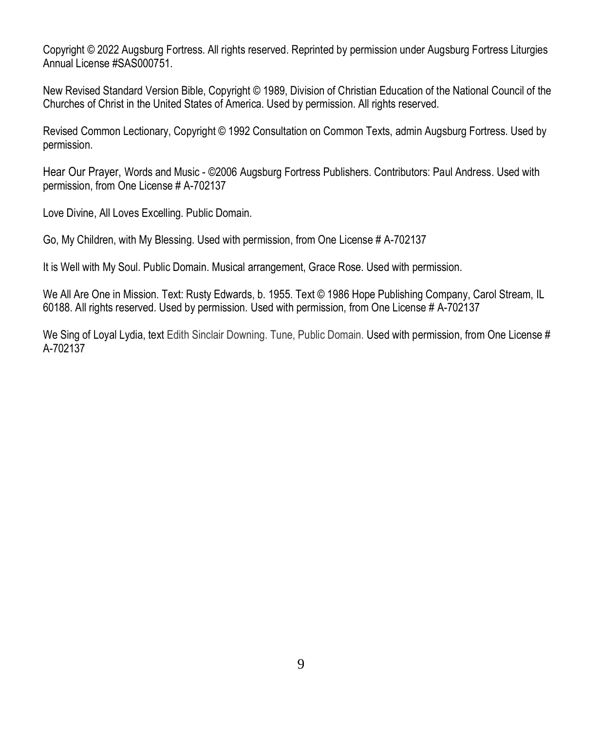Copyright © 2022 Augsburg Fortress. All rights reserved. Reprinted by permission under Augsburg Fortress Liturgies Annual License #SAS000751.

New Revised Standard Version Bible, Copyright © 1989, Division of Christian Education of the National Council of the Churches of Christ in the United States of America. Used by permission. All rights reserved.

Revised Common Lectionary, Copyright © 1992 Consultation on Common Texts, admin Augsburg Fortress. Used by permission.

Hear Our Prayer, Words and Music - ©2006 Augsburg Fortress Publishers. Contributors: Paul Andress. Used with permission, from One License # A-702137

Love Divine, All Loves Excelling. Public Domain.

Go, My Children, with My Blessing. Used with permission, from One License # A-702137

It is Well with My Soul. Public Domain. Musical arrangement, Grace Rose. Used with permission.

We All Are One in Mission. Text: Rusty Edwards, b. 1955. Text © 1986 Hope Publishing Company, Carol Stream, IL 60188. All rights reserved. Used by permission. Used with permission, from One License # A-702137

We Sing of Loyal Lydia, text Edith Sinclair Downing. Tune, Public Domain. Used with permission, from One License # A-702137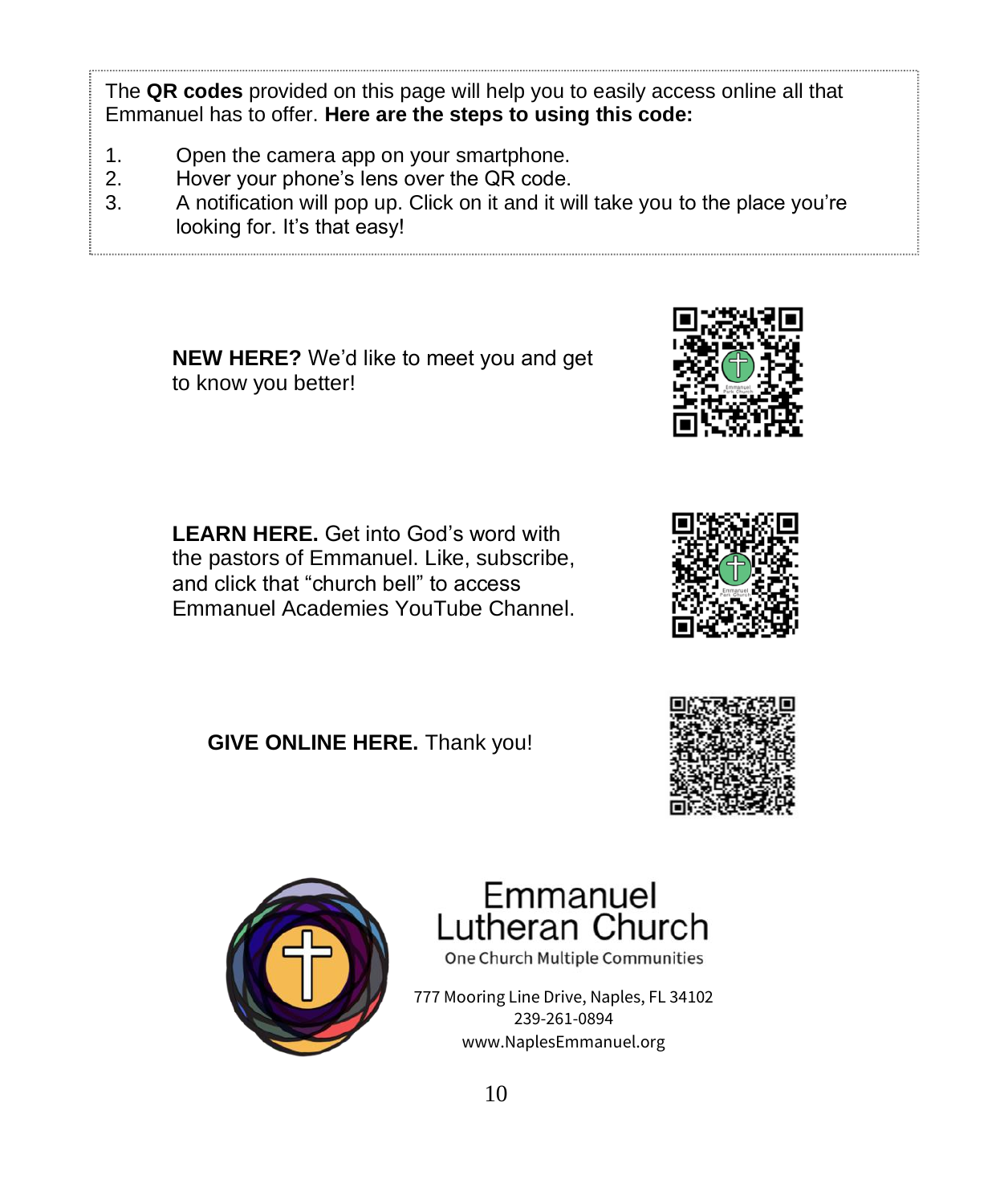The **QR codes** provided on this page will help you to easily access online all that Emmanuel has to offer. **Here are the steps to using this code:**

1. Open the camera app on your smartphone.
2. Hover your phone's lens over the QR code.
3. A notification will pop up. Click on it and it will take you to the place you're looking for. It's that easy!

**NEW HERE?** We'd like to meet you and get to know you better!

**LEARN HERE.** Get into God's word with the pastors of Emmanuel. Like, subscribe, and click that "church bell" to access Emmanuel Academies YouTube Channel.

**GIVE ONLINE HERE.** Thank you!

Emmanuel Lutheran Church

One Church Multiple Communities

777 Mooring Line Drive, Naples, FL 34102
239-261-0894
www.NaplesEmmanuel.org